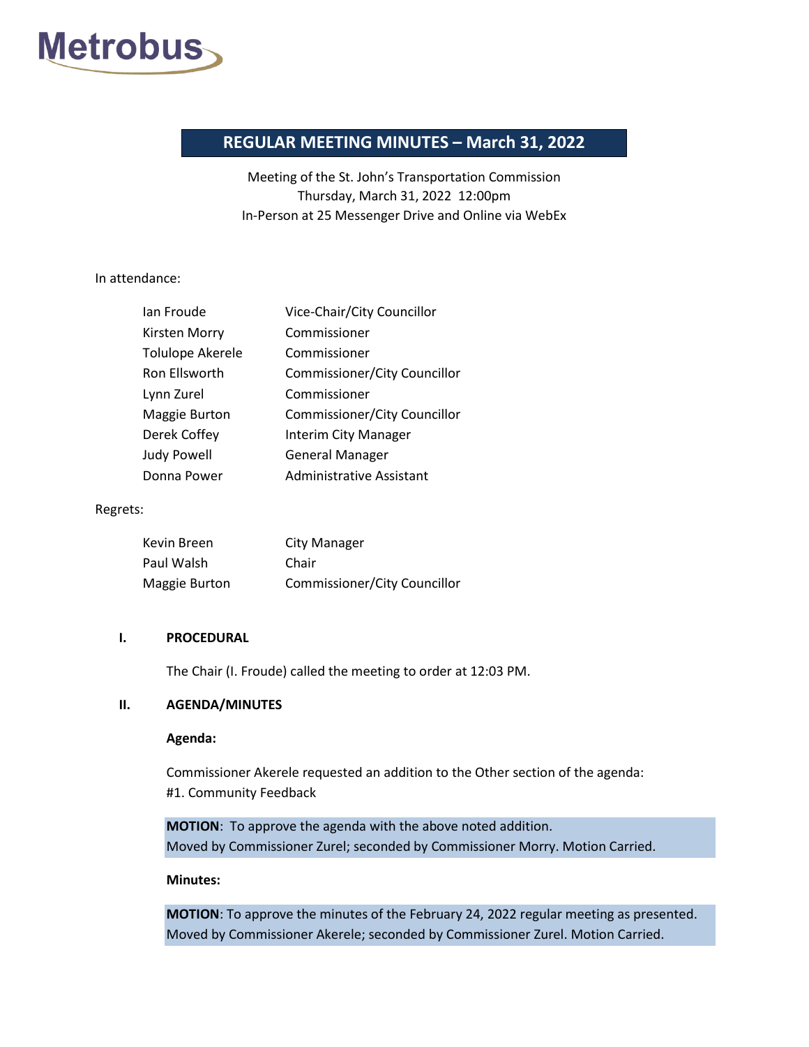Metrobus

# REGULAR MEETING MINUTES – March 31, 2022

Meeting of the St. John's Transportation Commission
Thursday, March 31, 2022 12:00pm
In-Person at 25 Messenger Drive and Online via WebEx

In attendance:

| | |
|---|---|
| Ian Froude | Vice-Chair/City Councillor |
| Kirsten Morry | Commissioner |
| Tolulope Akerele | Commissioner |
| Ron Ellsworth | Commissioner/City Councillor |
| Lynn Zurel | Commissioner |
| Maggie Burton | Commissioner/City Councillor |
| Derek Coffey | Interim City Manager |
| Judy Powell | General Manager |
| Donna Power | Administrative Assistant |

Regrets:

| | |
|---|---|
| Kevin Breen | City Manager |
| Paul Walsh | Chair |
| Maggie Burton | Commissioner/City Councillor |

## I. PROCEDURAL

The Chair (I. Froude) called the meeting to order at 12:03 PM.

## II. AGENDA/MINUTES

**Agenda:**

Commissioner Akerele requested an addition to the Other section of the agenda:
#1. Community Feedback

**MOTION**: To approve the agenda with the above noted addition.
Moved by Commissioner Zurel; seconded by Commissioner Morry. Motion Carried.

**Minutes:**

**MOTION**: To approve the minutes of the February 24, 2022 regular meeting as presented.
Moved by Commissioner Akerele; seconded by Commissioner Zurel. Motion Carried.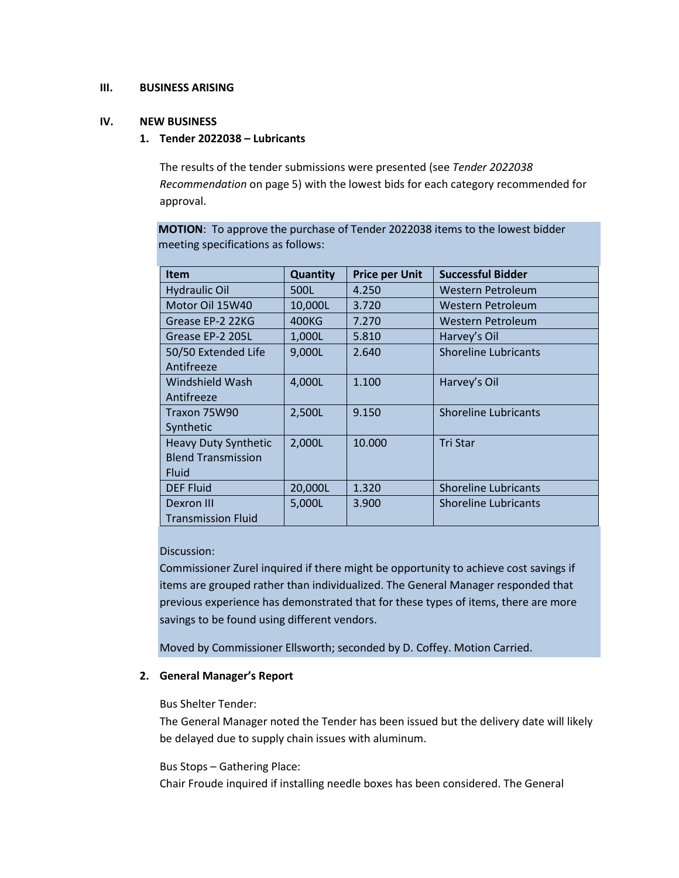## III. BUSINESS ARISING

## IV. NEW BUSINESS

### 1. Tender 2022038 – Lubricants

The results of the tender submissions were presented (see *Tender 2022038 Recommendation* on page 5) with the lowest bids for each category recommended for approval.

**MOTION**: To approve the purchase of Tender 2022038 items to the lowest bidder meeting specifications as follows:

| Item | Quantity | Price per Unit | Successful Bidder |
|---|---|---|---|
| Hydraulic Oil | 500L | 4.250 | Western Petroleum |
| Motor Oil 15W40 | 10,000L | 3.720 | Western Petroleum |
| Grease EP-2 22KG | 400KG | 7.270 | Western Petroleum |
| Grease EP-2 205L | 1,000L | 5.810 | Harvey's Oil |
| 50/50 Extended Life Antifreeze | 9,000L | 2.640 | Shoreline Lubricants |
| Windshield Wash Antifreeze | 4,000L | 1.100 | Harvey's Oil |
| Traxon 75W90 Synthetic | 2,500L | 9.150 | Shoreline Lubricants |
| Heavy Duty Synthetic Blend Transmission Fluid | 2,000L | 10.000 | Tri Star |
| DEF Fluid | 20,000L | 1.320 | Shoreline Lubricants |
| Dexron III Transmission Fluid | 5,000L | 3.900 | Shoreline Lubricants |

Discussion:
Commissioner Zurel inquired if there might be opportunity to achieve cost savings if items are grouped rather than individualized. The General Manager responded that previous experience has demonstrated that for these types of items, there are more savings to be found using different vendors.

Moved by Commissioner Ellsworth; seconded by D. Coffey. Motion Carried.

### 2. General Manager's Report

Bus Shelter Tender:
The General Manager noted the Tender has been issued but the delivery date will likely be delayed due to supply chain issues with aluminum.

Bus Stops – Gathering Place:
Chair Froude inquired if installing needle boxes has been considered. The General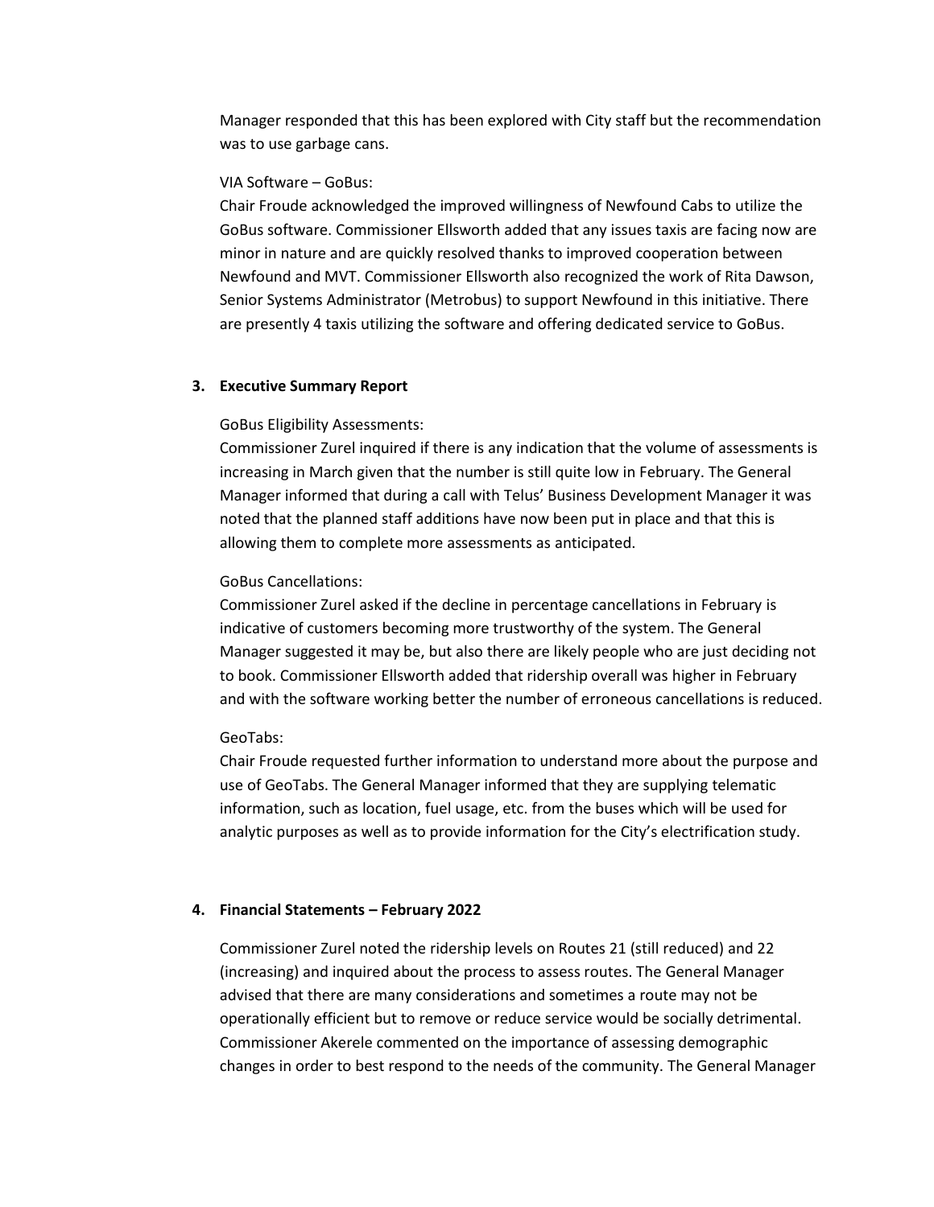Manager responded that this has been explored with City staff but the recommendation was to use garbage cans.

VIA Software – GoBus:
Chair Froude acknowledged the improved willingness of Newfound Cabs to utilize the GoBus software. Commissioner Ellsworth added that any issues taxis are facing now are minor in nature and are quickly resolved thanks to improved cooperation between Newfound and MVT. Commissioner Ellsworth also recognized the work of Rita Dawson, Senior Systems Administrator (Metrobus) to support Newfound in this initiative. There are presently 4 taxis utilizing the software and offering dedicated service to GoBus.

## 3. Executive Summary Report

GoBus Eligibility Assessments:
Commissioner Zurel inquired if there is any indication that the volume of assessments is increasing in March given that the number is still quite low in February. The General Manager informed that during a call with Telus' Business Development Manager it was noted that the planned staff additions have now been put in place and that this is allowing them to complete more assessments as anticipated.

GoBus Cancellations:
Commissioner Zurel asked if the decline in percentage cancellations in February is indicative of customers becoming more trustworthy of the system. The General Manager suggested it may be, but also there are likely people who are just deciding not to book. Commissioner Ellsworth added that ridership overall was higher in February and with the software working better the number of erroneous cancellations is reduced.

GeoTabs:
Chair Froude requested further information to understand more about the purpose and use of GeoTabs. The General Manager informed that they are supplying telematic information, such as location, fuel usage, etc. from the buses which will be used for analytic purposes as well as to provide information for the City's electrification study.

## 4. Financial Statements – February 2022

Commissioner Zurel noted the ridership levels on Routes 21 (still reduced) and 22 (increasing) and inquired about the process to assess routes. The General Manager advised that there are many considerations and sometimes a route may not be operationally efficient but to remove or reduce service would be socially detrimental. Commissioner Akerele commented on the importance of assessing demographic changes in order to best respond to the needs of the community. The General Manager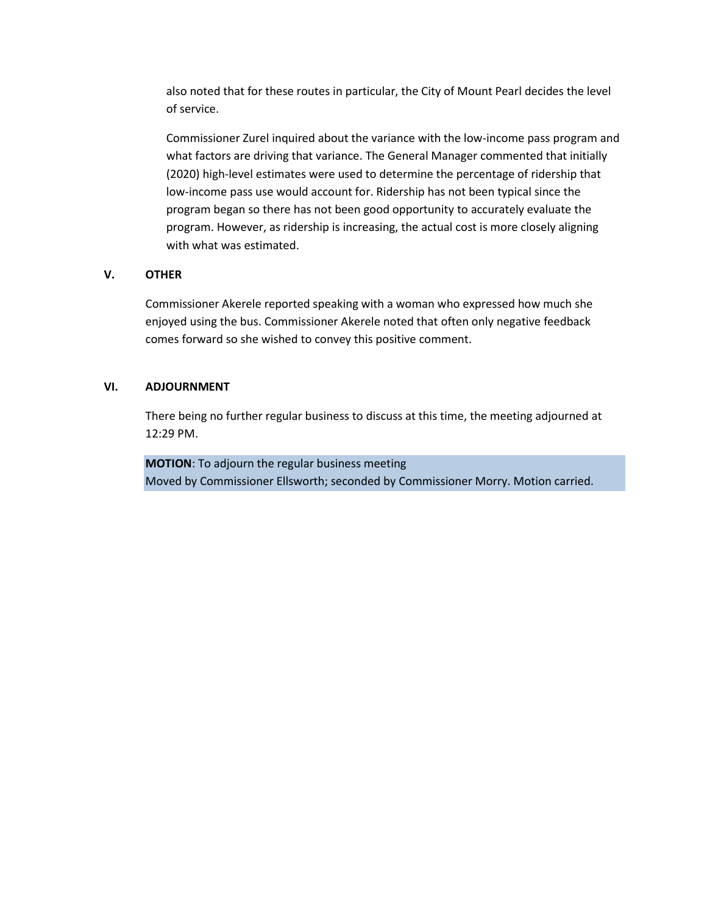also noted that for these routes in particular, the City of Mount Pearl decides the level of service.

Commissioner Zurel inquired about the variance with the low-income pass program and what factors are driving that variance. The General Manager commented that initially (2020) high-level estimates were used to determine the percentage of ridership that low-income pass use would account for. Ridership has not been typical since the program began so there has not been good opportunity to accurately evaluate the program. However, as ridership is increasing, the actual cost is more closely aligning with what was estimated.

## V. OTHER

Commissioner Akerele reported speaking with a woman who expressed how much she enjoyed using the bus. Commissioner Akerele noted that often only negative feedback comes forward so she wished to convey this positive comment.

## VI. ADJOURNMENT

There being no further regular business to discuss at this time, the meeting adjourned at 12:29 PM.

**MOTION**: To adjourn the regular business meeting
Moved by Commissioner Ellsworth; seconded by Commissioner Morry. Motion carried.